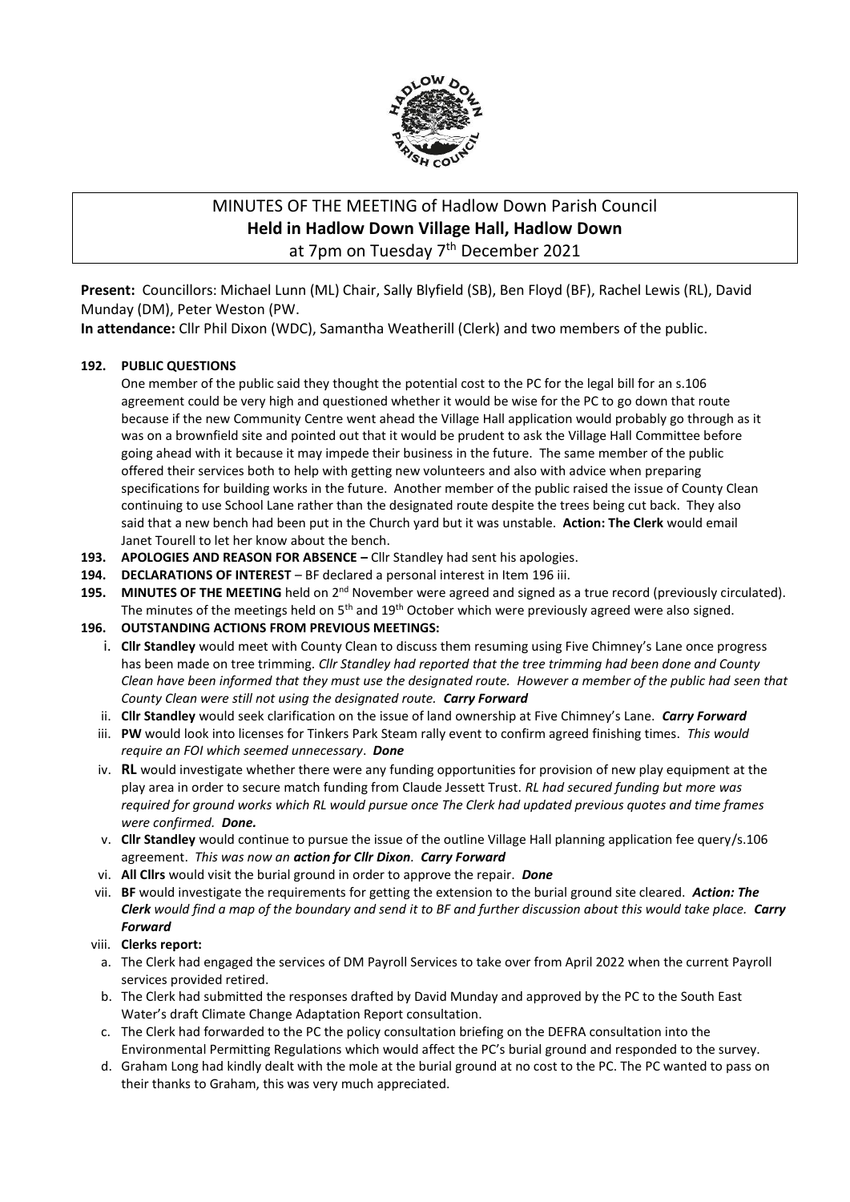# MINUTES OF THE MEETING of Hadlow Down Parish Council
## Held in Hadlow Down Village Hall, Hadlow Down
at 7pm on Tuesday 7th December 2021

**Present:** Councillors: Michael Lunn (ML) Chair, Sally Blyfield (SB), Ben Floyd (BF), Rachel Lewis (RL), David Munday (DM), Peter Weston (PW.

**In attendance:** Cllr Phil Dixon (WDC), Samantha Weatherill (Clerk) and two members of the public.

**192. PUBLIC QUESTIONS**

One member of the public said they thought the potential cost to the PC for the legal bill for an s.106 agreement could be very high and questioned whether it would be wise for the PC to go down that route because if the new Community Centre went ahead the Village Hall application would probably go through as it was on a brownfield site and pointed out that it would be prudent to ask the Village Hall Committee before going ahead with it because it may impede their business in the future. The same member of the public offered their services both to help with getting new volunteers and also with advice when preparing specifications for building works in the future. Another member of the public raised the issue of County Clean continuing to use School Lane rather than the designated route despite the trees being cut back. They also said that a new bench had been put in the Church yard but it was unstable. **Action: The Clerk** would email Janet Tourell to let her know about the bench.

**193. APOLOGIES AND REASON FOR ABSENCE –** Cllr Standley had sent his apologies.

**194. DECLARATIONS OF INTEREST** – BF declared a personal interest in Item 196 iii.

**195. MINUTES OF THE MEETING** held on 2nd November were agreed and signed as a true record (previously circulated). The minutes of the meetings held on 5th and 19th October which were previously agreed were also signed.

**196. OUTSTANDING ACTIONS FROM PREVIOUS MEETINGS:**

i. **Cllr Standley** would meet with County Clean to discuss them resuming using Five Chimney's Lane once progress has been made on tree trimming. *Cllr Standley had reported that the tree trimming had been done and County Clean have been informed that they must use the designated route. However a member of the public had seen that County Clean were still not using the designated route.* ***Carry Forward***

ii. **Cllr Standley** would seek clarification on the issue of land ownership at Five Chimney's Lane. ***Carry Forward***

iii. **PW** would look into licenses for Tinkers Park Steam rally event to confirm agreed finishing times. *This would require an FOI which seemed unnecessary*. ***Done***

iv. **RL** would investigate whether there were any funding opportunities for provision of new play equipment at the play area in order to secure match funding from Claude Jessett Trust. *RL had secured funding but more was required for ground works which RL would pursue once The Clerk had updated previous quotes and time frames were confirmed.* ***Done.***

v. **Cllr Standley** would continue to pursue the issue of the outline Village Hall planning application fee query/s.106 agreement. *This was now an* ***action for Cllr Dixon****.* ***Carry Forward***

vi. **All Cllrs** would visit the burial ground in order to approve the repair. ***Done***

vii. **BF** would investigate the requirements for getting the extension to the burial ground site cleared. ***Action: The Clerk*** *would find a map of the boundary and send it to BF and further discussion about this would take place.* ***Carry Forward***

viii. **Clerks report:**

a. The Clerk had engaged the services of DM Payroll Services to take over from April 2022 when the current Payroll services provided retired.

b. The Clerk had submitted the responses drafted by David Munday and approved by the PC to the South East Water's draft Climate Change Adaptation Report consultation.

c. The Clerk had forwarded to the PC the policy consultation briefing on the DEFRA consultation into the Environmental Permitting Regulations which would affect the PC's burial ground and responded to the survey.

d. Graham Long had kindly dealt with the mole at the burial ground at no cost to the PC. The PC wanted to pass on their thanks to Graham, this was very much appreciated.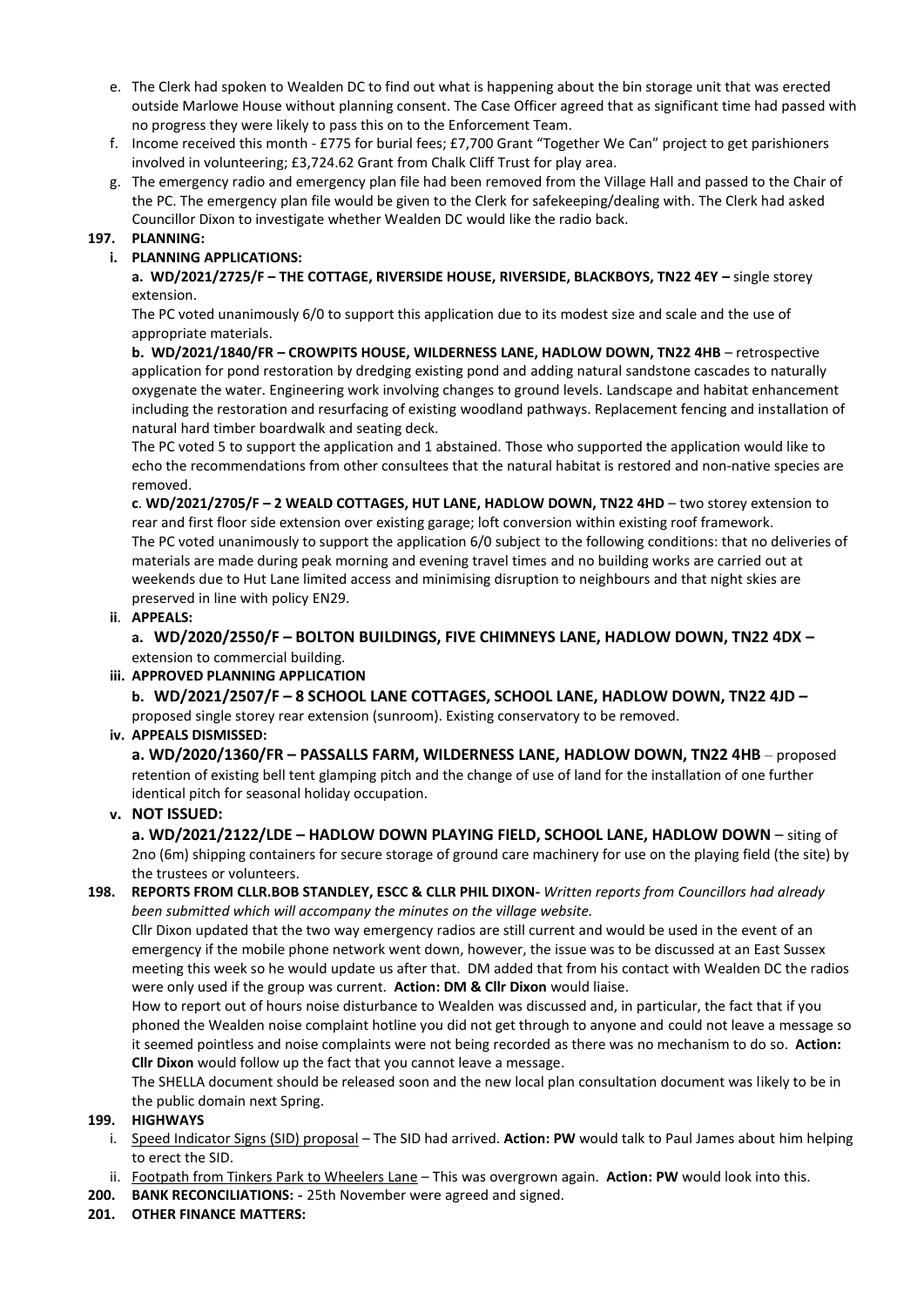e. The Clerk had spoken to Wealden DC to find out what is happening about the bin storage unit that was erected outside Marlowe House without planning consent. The Case Officer agreed that as significant time had passed with no progress they were likely to pass this on to the Enforcement Team.

f. Income received this month - £775 for burial fees; £7,700 Grant "Together We Can" project to get parishioners involved in volunteering; £3,724.62 Grant from Chalk Cliff Trust for play area.

g. The emergency radio and emergency plan file had been removed from the Village Hall and passed to the Chair of the PC. The emergency plan file would be given to the Clerk for safekeeping/dealing with. The Clerk had asked Councillor Dixon to investigate whether Wealden DC would like the radio back.

**197. PLANNING:**

**i. PLANNING APPLICATIONS:**

**a. WD/2021/2725/F – THE COTTAGE, RIVERSIDE HOUSE, RIVERSIDE, BLACKBOYS, TN22 4EY –** single storey extension.

The PC voted unanimously 6/0 to support this application due to its modest size and scale and the use of appropriate materials.

**b. WD/2021/1840/FR – CROWPITS HOUSE, WILDERNESS LANE, HADLOW DOWN, TN22 4HB** – retrospective application for pond restoration by dredging existing pond and adding natural sandstone cascades to naturally oxygenate the water. Engineering work involving changes to ground levels. Landscape and habitat enhancement including the restoration and resurfacing of existing woodland pathways. Replacement fencing and installation of natural hard timber boardwalk and seating deck.

The PC voted 5 to support the application and 1 abstained. Those who supported the application would like to echo the recommendations from other consultees that the natural habitat is restored and non-native species are removed.

**c. WD/2021/2705/F – 2 WEALD COTTAGES, HUT LANE, HADLOW DOWN, TN22 4HD** – two storey extension to rear and first floor side extension over existing garage; loft conversion within existing roof framework.

The PC voted unanimously to support the application 6/0 subject to the following conditions: that no deliveries of materials are made during peak morning and evening travel times and no building works are carried out at weekends due to Hut Lane limited access and minimising disruption to neighbours and that night skies are preserved in line with policy EN29.

**ii. APPEALS:**

**a. WD/2020/2550/F – BOLTON BUILDINGS, FIVE CHIMNEYS LANE, HADLOW DOWN, TN22 4DX –** extension to commercial building.

**iii. APPROVED PLANNING APPLICATION**

**b. WD/2021/2507/F – 8 SCHOOL LANE COTTAGES, SCHOOL LANE, HADLOW DOWN, TN22 4JD –** proposed single storey rear extension (sunroom). Existing conservatory to be removed.

**iv. APPEALS DISMISSED:**

**a. WD/2020/1360/FR – PASSALLS FARM, WILDERNESS LANE, HADLOW DOWN, TN22 4HB** – proposed retention of existing bell tent glamping pitch and the change of use of land for the installation of one further identical pitch for seasonal holiday occupation.

**v. NOT ISSUED:**

**a. WD/2021/2122/LDE – HADLOW DOWN PLAYING FIELD, SCHOOL LANE, HADLOW DOWN** – siting of 2no (6m) shipping containers for secure storage of ground care machinery for use on the playing field (the site) by the trustees or volunteers.

**198. REPORTS FROM CLLR.BOB STANDLEY, ESCC & CLLR PHIL DIXON-** *Written reports from Councillors had already been submitted which will accompany the minutes on the village website.*

Cllr Dixon updated that the two way emergency radios are still current and would be used in the event of an emergency if the mobile phone network went down, however, the issue was to be discussed at an East Sussex meeting this week so he would update us after that. DM added that from his contact with Wealden DC the radios were only used if the group was current. **Action: DM & Cllr Dixon** would liaise.

How to report out of hours noise disturbance to Wealden was discussed and, in particular, the fact that if you phoned the Wealden noise complaint hotline you did not get through to anyone and could not leave a message so it seemed pointless and noise complaints were not being recorded as there was no mechanism to do so. **Action: Cllr Dixon** would follow up the fact that you cannot leave a message.

The SHELLA document should be released soon and the new local plan consultation document was likely to be in the public domain next Spring.

**199. HIGHWAYS**

i. Speed Indicator Signs (SID) proposal – The SID had arrived. **Action: PW** would talk to Paul James about him helping to erect the SID.

ii. Footpath from Tinkers Park to Wheelers Lane – This was overgrown again. **Action: PW** would look into this.

**200. BANK RECONCILIATIONS:** - 25th November were agreed and signed.

**201. OTHER FINANCE MATTERS:**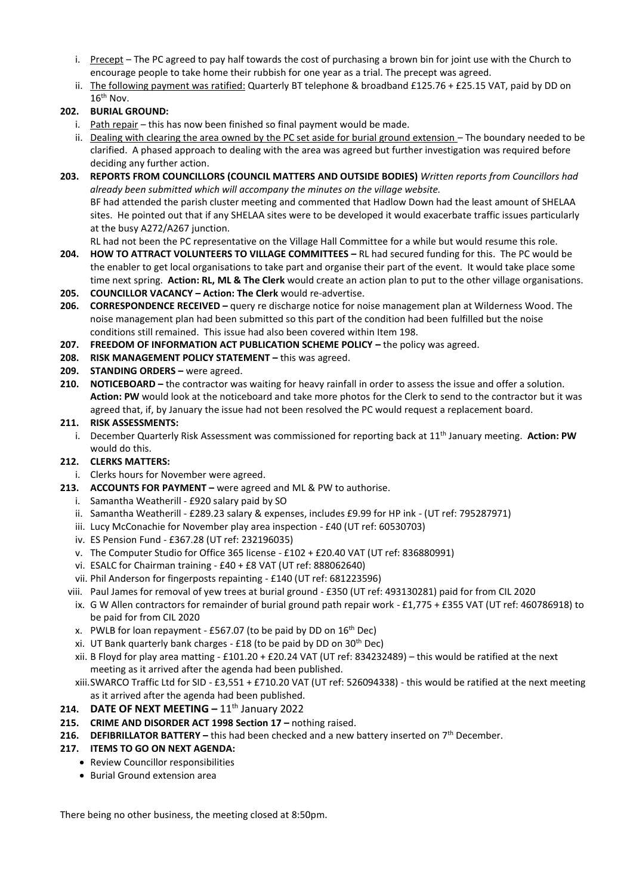i. Precept – The PC agreed to pay half towards the cost of purchasing a brown bin for joint use with the Church to encourage people to take home their rubbish for one year as a trial. The precept was agreed.

ii. The following payment was ratified: Quarterly BT telephone & broadband £125.76 + £25.15 VAT, paid by DD on 16th Nov.

**202. BURIAL GROUND:**

i. Path repair – this has now been finished so final payment would be made.

ii. Dealing with clearing the area owned by the PC set aside for burial ground extension – The boundary needed to be clarified. A phased approach to dealing with the area was agreed but further investigation was required before deciding any further action.

**203. REPORTS FROM COUNCILLORS (COUNCIL MATTERS AND OUTSIDE BODIES)** *Written reports from Councillors had already been submitted which will accompany the minutes on the village website.*

BF had attended the parish cluster meeting and commented that Hadlow Down had the least amount of SHELAA sites. He pointed out that if any SHELAA sites were to be developed it would exacerbate traffic issues particularly at the busy A272/A267 junction.

RL had not been the PC representative on the Village Hall Committee for a while but would resume this role.

**204. HOW TO ATTRACT VOLUNTEERS TO VILLAGE COMMITTEES –** RL had secured funding for this. The PC would be the enabler to get local organisations to take part and organise their part of the event. It would take place some time next spring. **Action: RL, ML & The Clerk** would create an action plan to put to the other village organisations.

**205. COUNCILLOR VACANCY – Action: The Clerk** would re-advertise.

**206. CORRESPONDENCE RECEIVED –** query re discharge notice for noise management plan at Wilderness Wood. The noise management plan had been submitted so this part of the condition had been fulfilled but the noise conditions still remained. This issue had also been covered within Item 198.

**207. FREEDOM OF INFORMATION ACT PUBLICATION SCHEME POLICY –** the policy was agreed.

**208. RISK MANAGEMENT POLICY STATEMENT –** this was agreed.

**209. STANDING ORDERS –** were agreed.

**210. NOTICEBOARD –** the contractor was waiting for heavy rainfall in order to assess the issue and offer a solution. **Action: PW** would look at the noticeboard and take more photos for the Clerk to send to the contractor but it was agreed that, if, by January the issue had not been resolved the PC would request a replacement board.

**211. RISK ASSESSMENTS:**

i. December Quarterly Risk Assessment was commissioned for reporting back at 11th January meeting. **Action: PW** would do this.

**212. CLERKS MATTERS:**

i. Clerks hours for November were agreed.

**213. ACCOUNTS FOR PAYMENT –** were agreed and ML & PW to authorise.

i. Samantha Weatherill - £920 salary paid by SO
ii. Samantha Weatherill - £289.23 salary & expenses, includes £9.99 for HP ink - (UT ref: 795287971)
iii. Lucy McConachie for November play area inspection - £40 (UT ref: 60530703)
iv. ES Pension Fund - £367.28 (UT ref: 232196035)
v. The Computer Studio for Office 365 license - £102 + £20.40 VAT (UT ref: 836880991)
vi. ESALC for Chairman training - £40 + £8 VAT (UT ref: 888062640)
vii. Phil Anderson for fingerposts repainting - £140 (UT ref: 681223596)
viii. Paul James for removal of yew trees at burial ground - £350 (UT ref: 493130281) paid for from CIL 2020
ix. G W Allen contractors for remainder of burial ground path repair work - £1,775 + £355 VAT (UT ref: 460786918) to be paid for from CIL 2020
x. PWLB for loan repayment - £567.07 (to be paid by DD on 16th Dec)
xi. UT Bank quarterly bank charges - £18 (to be paid by DD on 30th Dec)
xii. B Floyd for play area matting - £101.20 + £20.24 VAT (UT ref: 834232489) – this would be ratified at the next meeting as it arrived after the agenda had been published.
xiii. SWARCO Traffic Ltd for SID - £3,551 + £710.20 VAT (UT ref: 526094338) - this would be ratified at the next meeting as it arrived after the agenda had been published.

**214. DATE OF NEXT MEETING –** 11th January 2022

**215. CRIME AND DISORDER ACT 1998 Section 17 –** nothing raised.

**216. DEFIBRILLATOR BATTERY –** this had been checked and a new battery inserted on 7th December.

**217. ITEMS TO GO ON NEXT AGENDA:**

- Review Councillor responsibilities
- Burial Ground extension area

There being no other business, the meeting closed at 8:50pm.